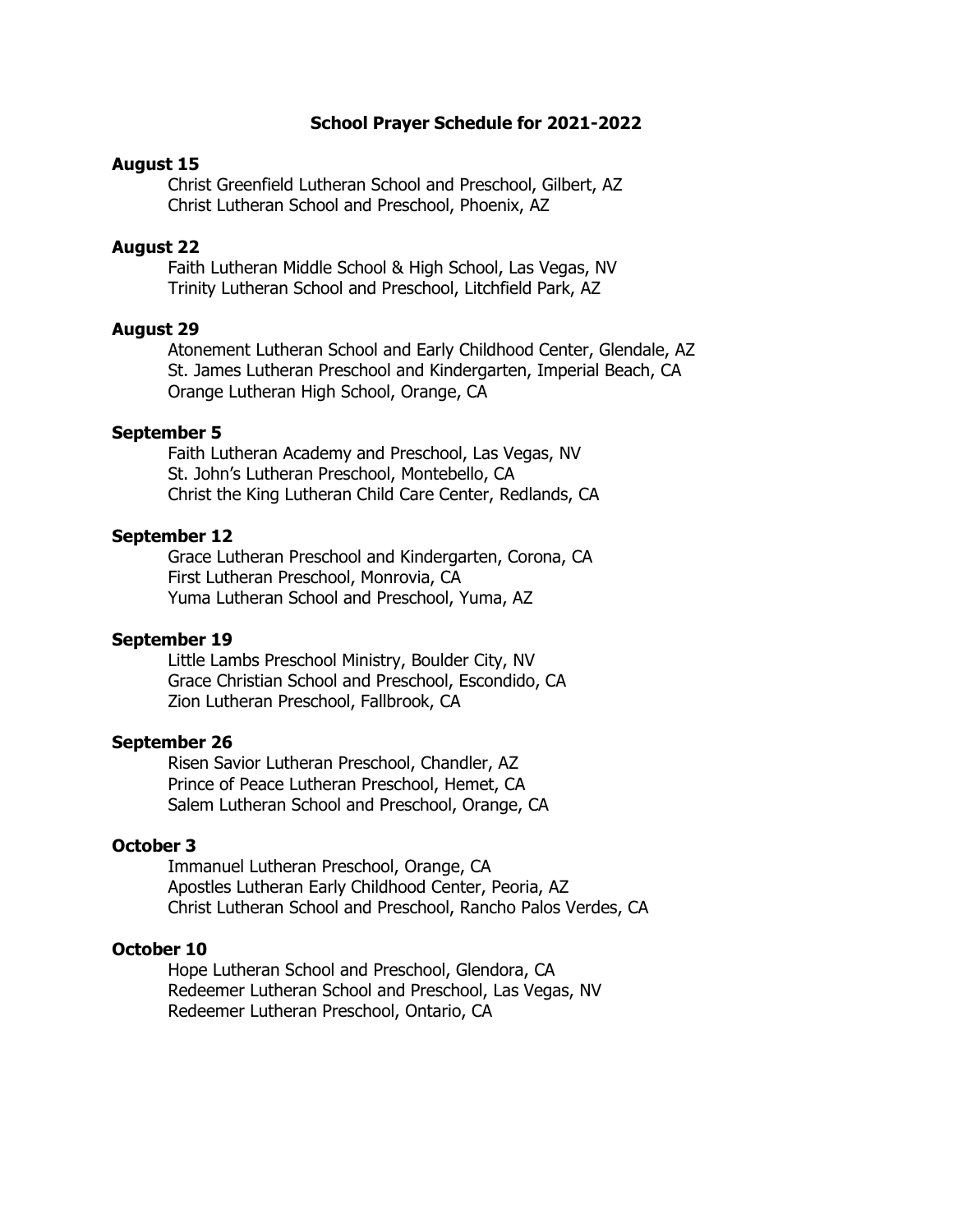# School Prayer Schedule for 2021-2022

**August 15**

Christ Greenfield Lutheran School and Preschool, Gilbert, AZ
Christ Lutheran School and Preschool, Phoenix, AZ

**August 22**

Faith Lutheran Middle School & High School, Las Vegas, NV
Trinity Lutheran School and Preschool, Litchfield Park, AZ

**August 29**

Atonement Lutheran School and Early Childhood Center, Glendale, AZ
St. James Lutheran Preschool and Kindergarten, Imperial Beach, CA
Orange Lutheran High School, Orange, CA

**September 5**

Faith Lutheran Academy and Preschool, Las Vegas, NV
St. John's Lutheran Preschool, Montebello, CA
Christ the King Lutheran Child Care Center, Redlands, CA

**September 12**

Grace Lutheran Preschool and Kindergarten, Corona, CA
First Lutheran Preschool, Monrovia, CA
Yuma Lutheran School and Preschool, Yuma, AZ

**September 19**

Little Lambs Preschool Ministry, Boulder City, NV
Grace Christian School and Preschool, Escondido, CA
Zion Lutheran Preschool, Fallbrook, CA

**September 26**

Risen Savior Lutheran Preschool, Chandler, AZ
Prince of Peace Lutheran Preschool, Hemet, CA
Salem Lutheran School and Preschool, Orange, CA

**October 3**

Immanuel Lutheran Preschool, Orange, CA
Apostles Lutheran Early Childhood Center, Peoria, AZ
Christ Lutheran School and Preschool, Rancho Palos Verdes, CA

**October 10**

Hope Lutheran School and Preschool, Glendora, CA
Redeemer Lutheran School and Preschool, Las Vegas, NV
Redeemer Lutheran Preschool, Ontario, CA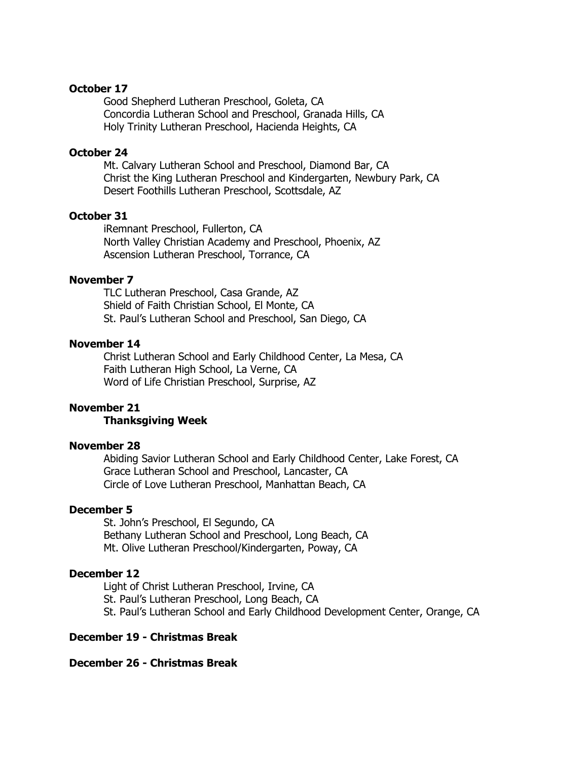**October 17**

Good Shepherd Lutheran Preschool, Goleta, CA
Concordia Lutheran School and Preschool, Granada Hills, CA
Holy Trinity Lutheran Preschool, Hacienda Heights, CA

**October 24**

Mt. Calvary Lutheran School and Preschool, Diamond Bar, CA
Christ the King Lutheran Preschool and Kindergarten, Newbury Park, CA
Desert Foothills Lutheran Preschool, Scottsdale, AZ

**October 31**

iRemnant Preschool, Fullerton, CA
North Valley Christian Academy and Preschool, Phoenix, AZ
Ascension Lutheran Preschool, Torrance, CA

**November 7**

TLC Lutheran Preschool, Casa Grande, AZ
Shield of Faith Christian School, El Monte, CA
St. Paul's Lutheran School and Preschool, San Diego, CA

**November 14**

Christ Lutheran School and Early Childhood Center, La Mesa, CA
Faith Lutheran High School, La Verne, CA
Word of Life Christian Preschool, Surprise, AZ

**November 21**

**Thanksgiving Week**

**November 28**

Abiding Savior Lutheran School and Early Childhood Center, Lake Forest, CA
Grace Lutheran School and Preschool, Lancaster, CA
Circle of Love Lutheran Preschool, Manhattan Beach, CA

**December 5**

St. John's Preschool, El Segundo, CA
Bethany Lutheran School and Preschool, Long Beach, CA
Mt. Olive Lutheran Preschool/Kindergarten, Poway, CA

**December 12**

Light of Christ Lutheran Preschool, Irvine, CA
St. Paul's Lutheran Preschool, Long Beach, CA
St. Paul's Lutheran School and Early Childhood Development Center, Orange, CA

**December 19 - Christmas Break**

**December 26 - Christmas Break**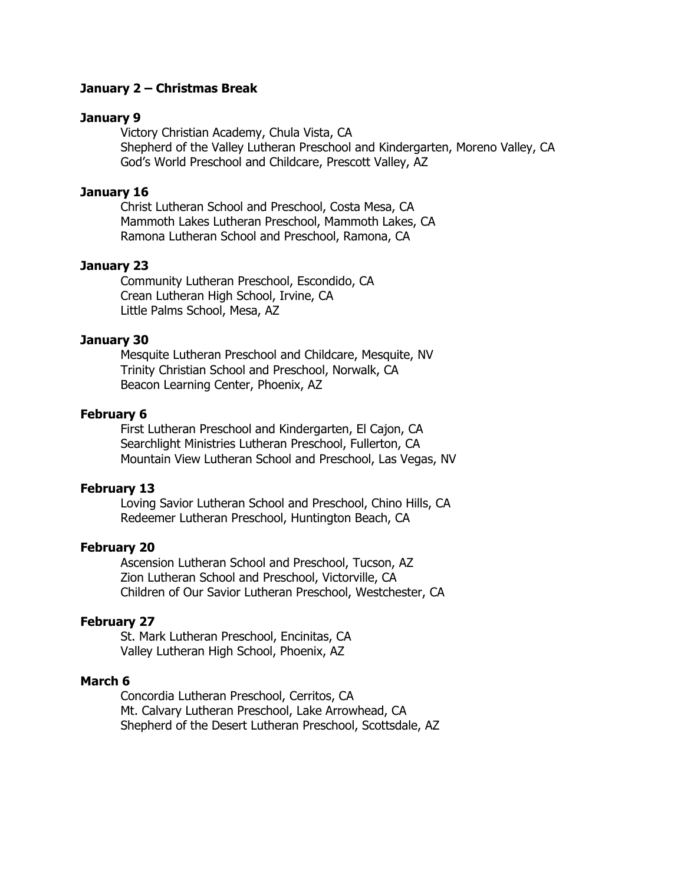**January 2 – Christmas Break**

**January 9**

Victory Christian Academy, Chula Vista, CA
Shepherd of the Valley Lutheran Preschool and Kindergarten, Moreno Valley, CA
God's World Preschool and Childcare, Prescott Valley, AZ

**January 16**

Christ Lutheran School and Preschool, Costa Mesa, CA
Mammoth Lakes Lutheran Preschool, Mammoth Lakes, CA
Ramona Lutheran School and Preschool, Ramona, CA

**January 23**

Community Lutheran Preschool, Escondido, CA
Crean Lutheran High School, Irvine, CA
Little Palms School, Mesa, AZ

**January 30**

Mesquite Lutheran Preschool and Childcare, Mesquite, NV
Trinity Christian School and Preschool, Norwalk, CA
Beacon Learning Center, Phoenix, AZ

**February 6**

First Lutheran Preschool and Kindergarten, El Cajon, CA
Searchlight Ministries Lutheran Preschool, Fullerton, CA
Mountain View Lutheran School and Preschool, Las Vegas, NV

**February 13**

Loving Savior Lutheran School and Preschool, Chino Hills, CA
Redeemer Lutheran Preschool, Huntington Beach, CA

**February 20**

Ascension Lutheran School and Preschool, Tucson, AZ
Zion Lutheran School and Preschool, Victorville, CA
Children of Our Savior Lutheran Preschool, Westchester, CA

**February 27**

St. Mark Lutheran Preschool, Encinitas, CA
Valley Lutheran High School, Phoenix, AZ

**March 6**

Concordia Lutheran Preschool, Cerritos, CA
Mt. Calvary Lutheran Preschool, Lake Arrowhead, CA
Shepherd of the Desert Lutheran Preschool, Scottsdale, AZ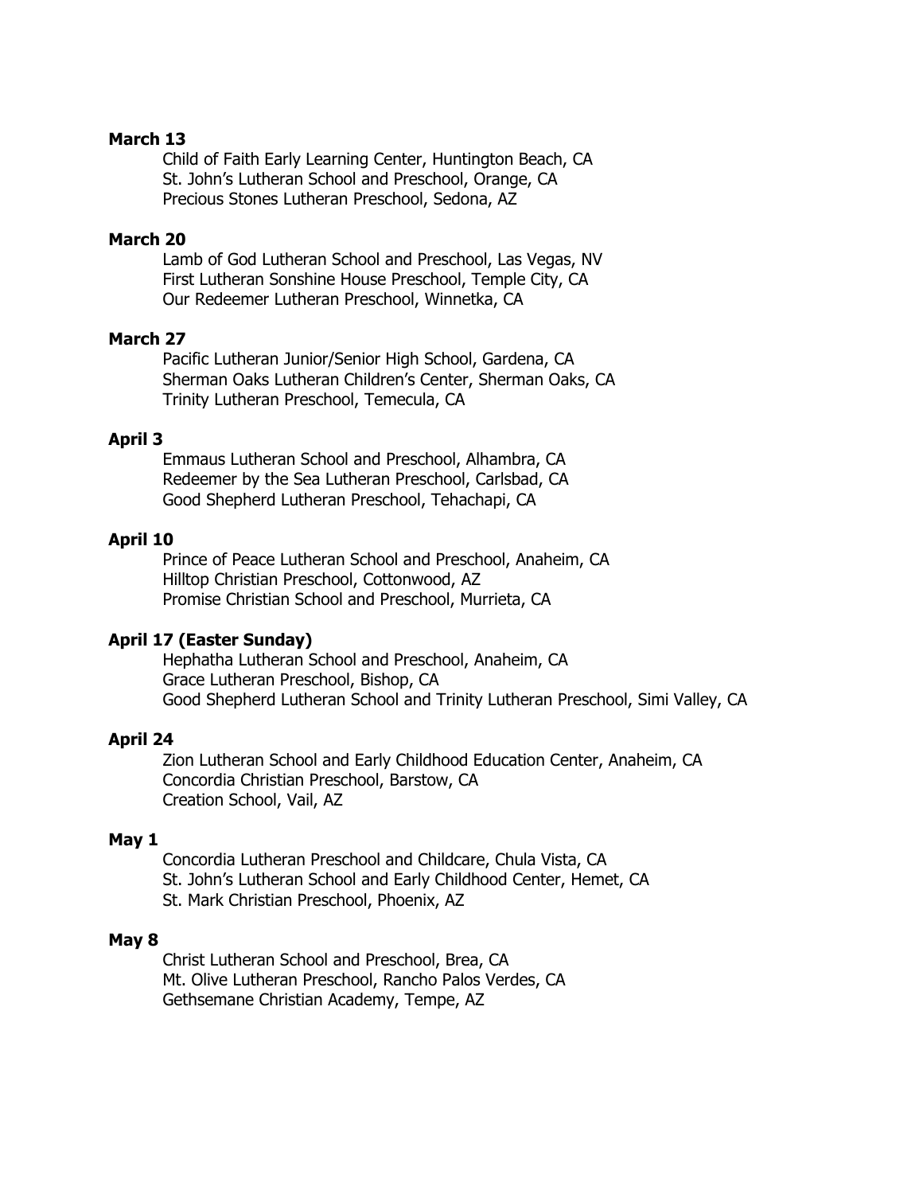**March 13**

Child of Faith Early Learning Center, Huntington Beach, CA
St. John's Lutheran School and Preschool, Orange, CA
Precious Stones Lutheran Preschool, Sedona, AZ

**March 20**

Lamb of God Lutheran School and Preschool, Las Vegas, NV
First Lutheran Sonshine House Preschool, Temple City, CA
Our Redeemer Lutheran Preschool, Winnetka, CA

**March 27**

Pacific Lutheran Junior/Senior High School, Gardena, CA
Sherman Oaks Lutheran Children's Center, Sherman Oaks, CA
Trinity Lutheran Preschool, Temecula, CA

**April 3**

Emmaus Lutheran School and Preschool, Alhambra, CA
Redeemer by the Sea Lutheran Preschool, Carlsbad, CA
Good Shepherd Lutheran Preschool, Tehachapi, CA

**April 10**

Prince of Peace Lutheran School and Preschool, Anaheim, CA
Hilltop Christian Preschool, Cottonwood, AZ
Promise Christian School and Preschool, Murrieta, CA

**April 17 (Easter Sunday)**

Hephatha Lutheran School and Preschool, Anaheim, CA
Grace Lutheran Preschool, Bishop, CA
Good Shepherd Lutheran School and Trinity Lutheran Preschool, Simi Valley, CA

**April 24**

Zion Lutheran School and Early Childhood Education Center, Anaheim, CA
Concordia Christian Preschool, Barstow, CA
Creation School, Vail, AZ

**May 1**

Concordia Lutheran Preschool and Childcare, Chula Vista, CA
St. John's Lutheran School and Early Childhood Center, Hemet, CA
St. Mark Christian Preschool, Phoenix, AZ

**May 8**

Christ Lutheran School and Preschool, Brea, CA
Mt. Olive Lutheran Preschool, Rancho Palos Verdes, CA
Gethsemane Christian Academy, Tempe, AZ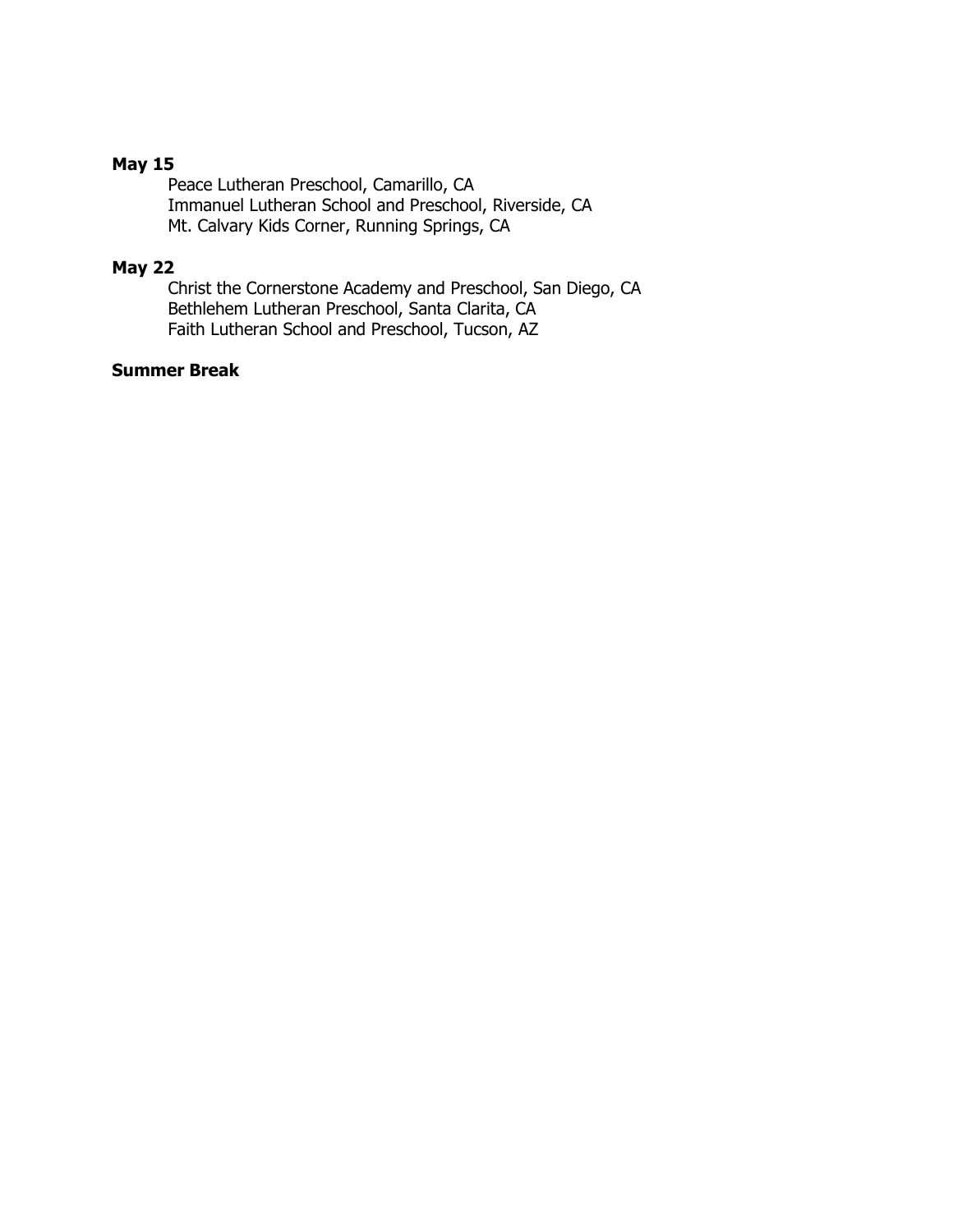**May 15**

Peace Lutheran Preschool, Camarillo, CA
Immanuel Lutheran School and Preschool, Riverside, CA
Mt. Calvary Kids Corner, Running Springs, CA

**May 22**

Christ the Cornerstone Academy and Preschool, San Diego, CA
Bethlehem Lutheran Preschool, Santa Clarita, CA
Faith Lutheran School and Preschool, Tucson, AZ

**Summer Break**